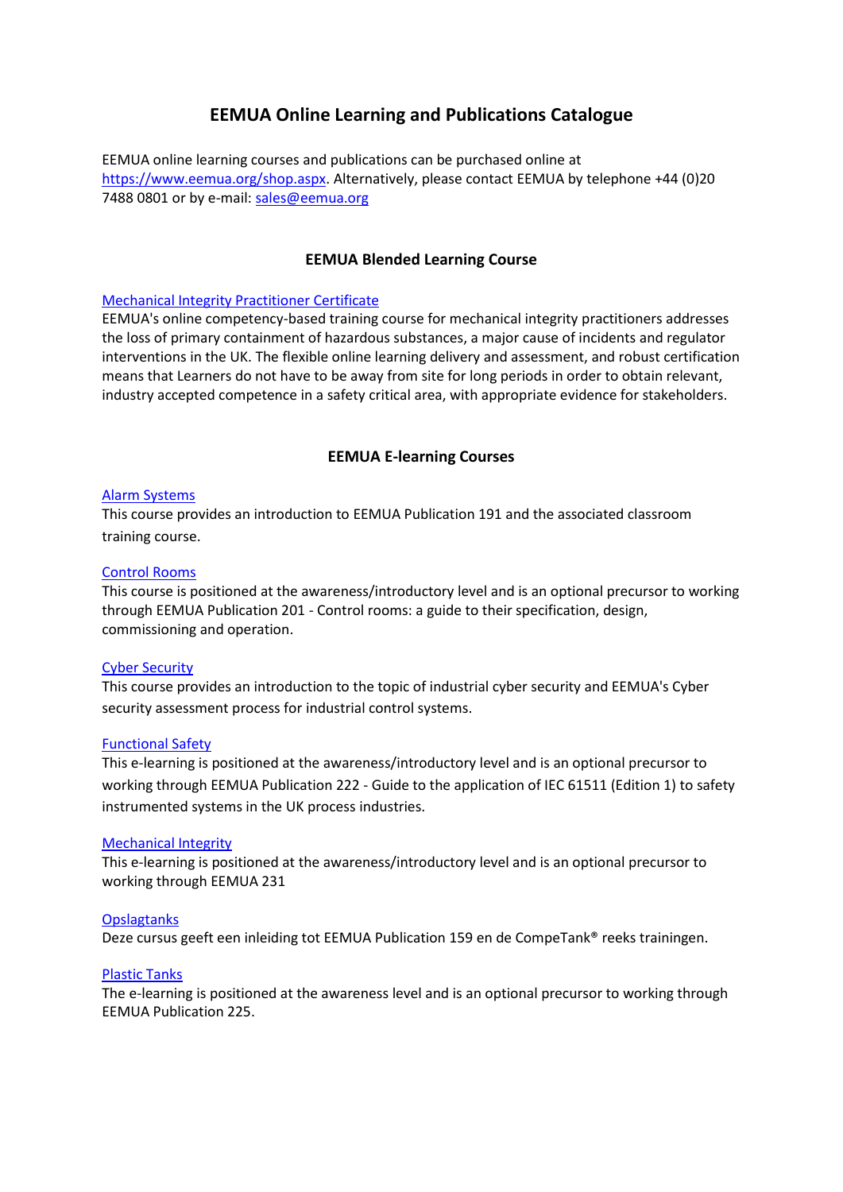# EEMUA Online Learning and Publications Catalogue

EEMUA online learning courses and publications can be purchased online at [https://www.eemua.org/shop.aspx](https://www.eemua.org/shop.aspx). Alternatively, please contact EEMUA by telephone +44 (0)20 7488 0801 or by e-mail: [sales@eemua.org](mailto:sales@eemua.org)

## EEMUA Blended Learning Course

[Mechanical Integrity Practitioner Certificate]()
EEMUA's online competency-based training course for mechanical integrity practitioners addresses the loss of primary containment of hazardous substances, a major cause of incidents and regulator interventions in the UK. The flexible online learning delivery and assessment, and robust certification means that Learners do not have to be away from site for long periods in order to obtain relevant, industry accepted competence in a safety critical area, with appropriate evidence for stakeholders.

## EEMUA E-learning Courses

[Alarm Systems]()
This course provides an introduction to EEMUA Publication 191 and the associated classroom training course.

[Control Rooms]()
This course is positioned at the awareness/introductory level and is an optional precursor to working through EEMUA Publication 201 - Control rooms: a guide to their specification, design, commissioning and operation.

[Cyber Security]()
This course provides an introduction to the topic of industrial cyber security and EEMUA's Cyber security assessment process for industrial control systems.

[Functional Safety]()
This e-learning is positioned at the awareness/introductory level and is an optional precursor to working through EEMUA Publication 222 - Guide to the application of IEC 61511 (Edition 1) to safety instrumented systems in the UK process industries.

[Mechanical Integrity]()
This e-learning is positioned at the awareness/introductory level and is an optional precursor to working through EEMUA 231

[Opslagtanks]()
Deze cursus geeft een inleiding tot EEMUA Publication 159 en de CompeTank® reeks trainingen.

[Plastic Tanks]()
The e-learning is positioned at the awareness level and is an optional precursor to working through EEMUA Publication 225.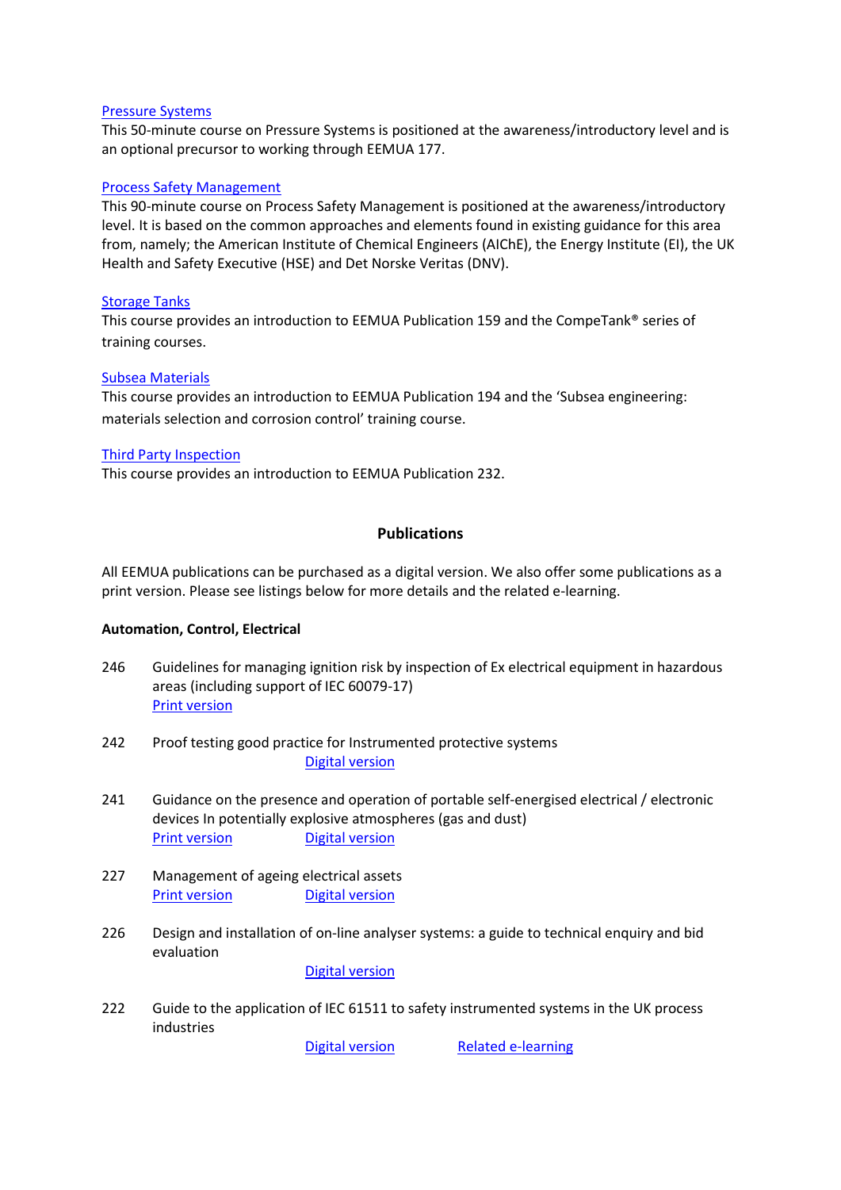Pressure Systems

This 50-minute course on Pressure Systems is positioned at the awareness/introductory level and is an optional precursor to working through EEMUA 177.

Process Safety Management

This 90-minute course on Process Safety Management is positioned at the awareness/introductory level. It is based on the common approaches and elements found in existing guidance for this area from, namely; the American Institute of Chemical Engineers (AIChE), the Energy Institute (EI), the UK Health and Safety Executive (HSE) and Det Norske Veritas (DNV).

Storage Tanks

This course provides an introduction to EEMUA Publication 159 and the CompeTank® series of training courses.

Subsea Materials

This course provides an introduction to EEMUA Publication 194 and the 'Subsea engineering: materials selection and corrosion control' training course.

Third Party Inspection

This course provides an introduction to EEMUA Publication 232.

## Publications

All EEMUA publications can be purchased as a digital version. We also offer some publications as a print version. Please see listings below for more details and the related e-learning.

**Automation, Control, Electrical**

246 Guidelines for managing ignition risk by inspection of Ex electrical equipment in hazardous areas (including support of IEC 60079-17)
Print version

242 Proof testing good practice for Instrumented protective systems
Digital version

241 Guidance on the presence and operation of portable self-energised electrical / electronic devices In potentially explosive atmospheres (gas and dust)
Print version Digital version

227 Management of ageing electrical assets
Print version Digital version

226 Design and installation of on-line analyser systems: a guide to technical enquiry and bid evaluation
Digital version

222 Guide to the application of IEC 61511 to safety instrumented systems in the UK process industries
Digital version Related e-learning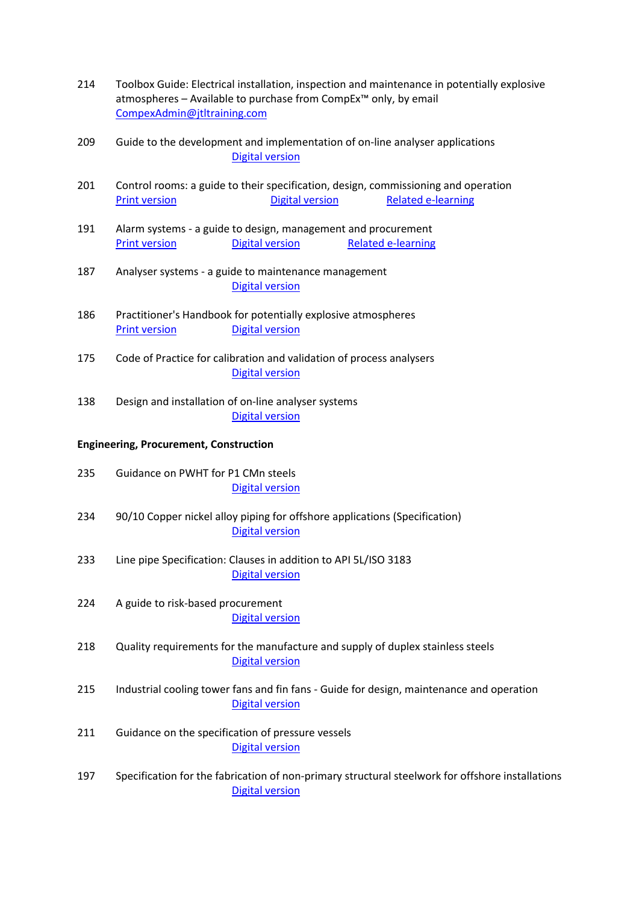214 Toolbox Guide: Electrical installation, inspection and maintenance in potentially explosive atmospheres – Available to purchase from CompEx™ only, by email CompexAdmin@jtltraining.com

209 Guide to the development and implementation of on-line analyser applications
Digital version

201 Control rooms: a guide to their specification, design, commissioning and operation
Print version Digital version Related e-learning

191 Alarm systems - a guide to design, management and procurement
Print version Digital version Related e-learning

187 Analyser systems - a guide to maintenance management
Digital version

186 Practitioner's Handbook for potentially explosive atmospheres
Print version Digital version

175 Code of Practice for calibration and validation of process analysers
Digital version

138 Design and installation of on-line analyser systems
Digital version

**Engineering, Procurement, Construction**

235 Guidance on PWHT for P1 CMn steels
Digital version

234 90/10 Copper nickel alloy piping for offshore applications (Specification)
Digital version

233 Line pipe Specification: Clauses in addition to API 5L/ISO 3183
Digital version

224 A guide to risk-based procurement
Digital version

218 Quality requirements for the manufacture and supply of duplex stainless steels
Digital version

215 Industrial cooling tower fans and fin fans - Guide for design, maintenance and operation
Digital version

211 Guidance on the specification of pressure vessels
Digital version

197 Specification for the fabrication of non-primary structural steelwork for offshore installations
Digital version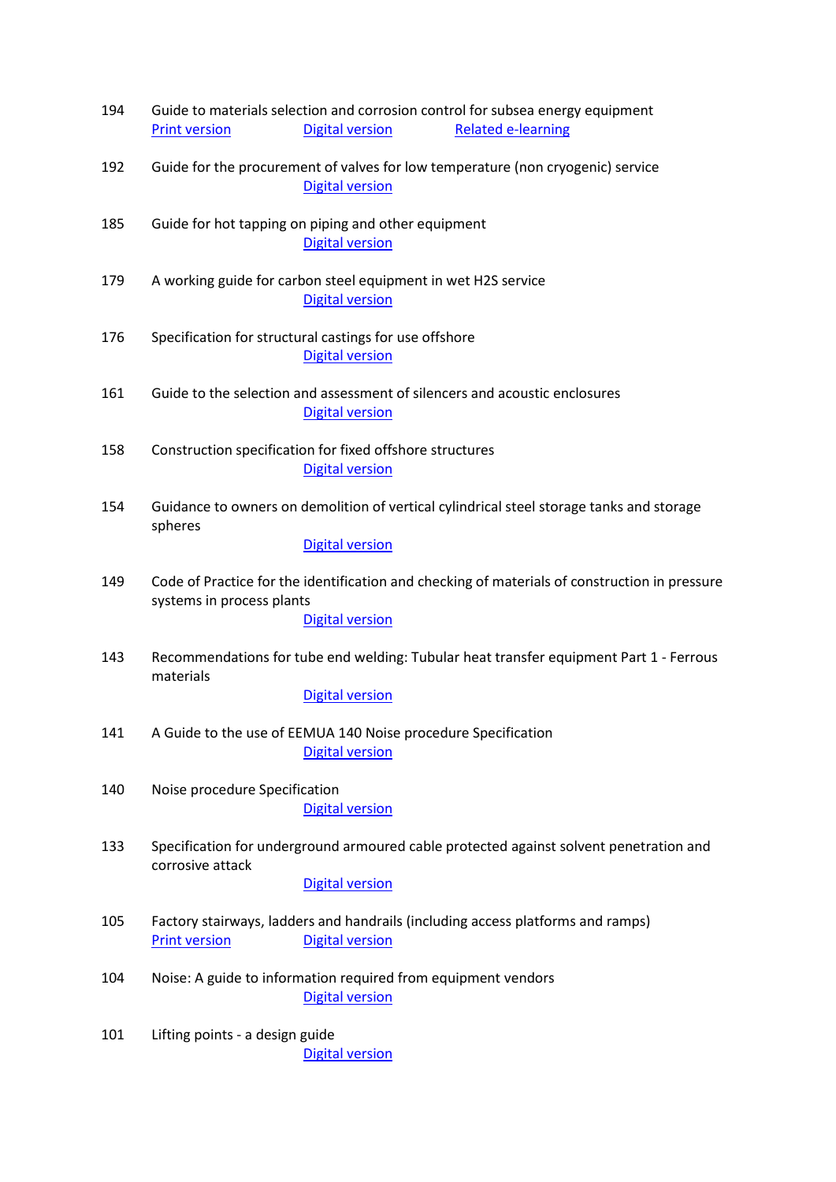194 Guide to materials selection and corrosion control for subsea energy equipment
Print version Digital version Related e-learning

192 Guide for the procurement of valves for low temperature (non cryogenic) service
Digital version

185 Guide for hot tapping on piping and other equipment
Digital version

179 A working guide for carbon steel equipment in wet H2S service
Digital version

176 Specification for structural castings for use offshore
Digital version

161 Guide to the selection and assessment of silencers and acoustic enclosures
Digital version

158 Construction specification for fixed offshore structures
Digital version

154 Guidance to owners on demolition of vertical cylindrical steel storage tanks and storage spheres
Digital version

149 Code of Practice for the identification and checking of materials of construction in pressure systems in process plants
Digital version

143 Recommendations for tube end welding: Tubular heat transfer equipment Part 1 - Ferrous materials
Digital version

141 A Guide to the use of EEMUA 140 Noise procedure Specification
Digital version

140 Noise procedure Specification
Digital version

133 Specification for underground armoured cable protected against solvent penetration and corrosive attack
Digital version

105 Factory stairways, ladders and handrails (including access platforms and ramps)
Print version Digital version

104 Noise: A guide to information required from equipment vendors
Digital version

101 Lifting points - a design guide
Digital version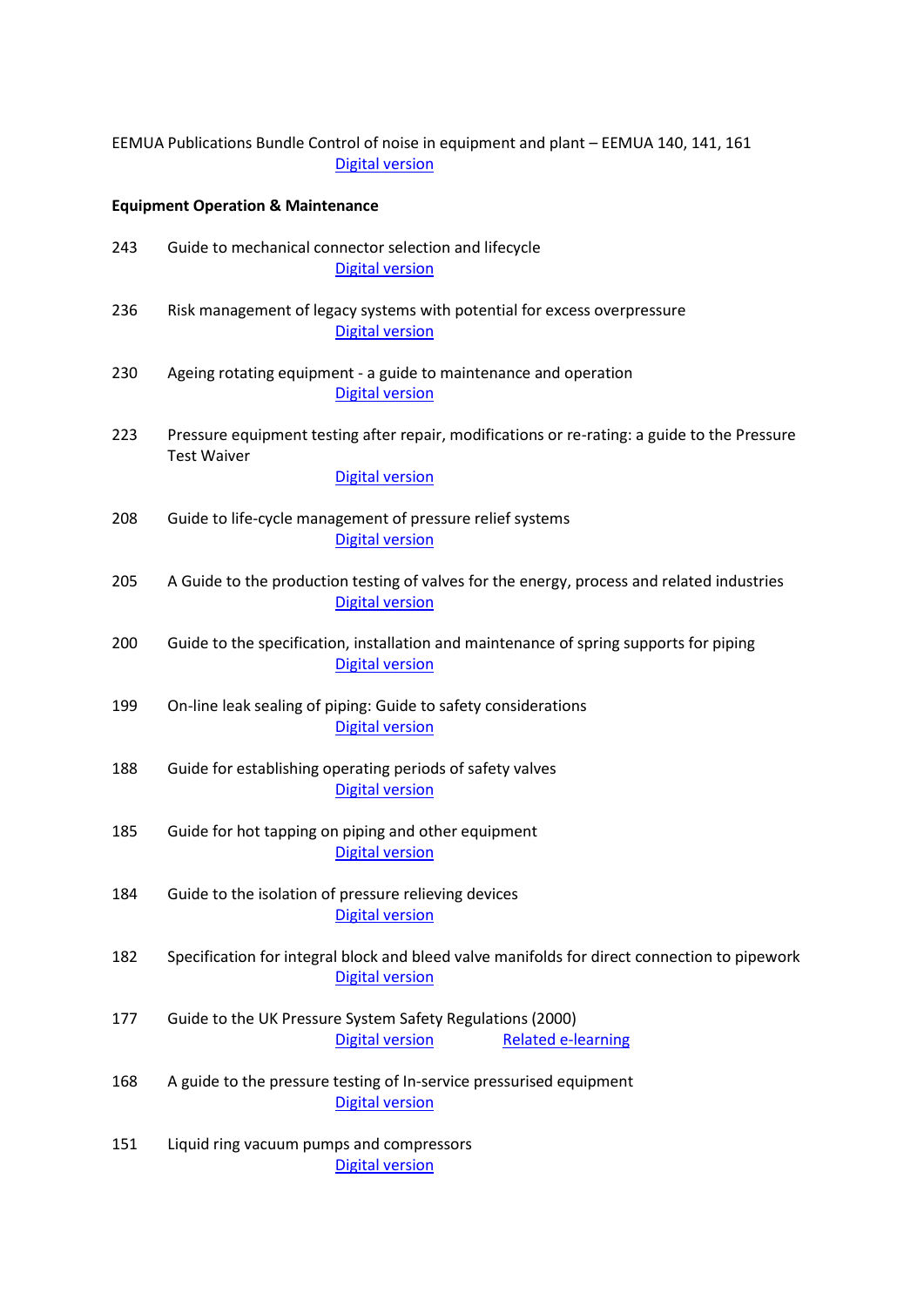EEMUA Publications Bundle Control of noise in equipment and plant – EEMUA 140, 141, 161
Digital version

**Equipment Operation & Maintenance**

243 Guide to mechanical connector selection and lifecycle
Digital version

236 Risk management of legacy systems with potential for excess overpressure
Digital version

230 Ageing rotating equipment - a guide to maintenance and operation
Digital version

223 Pressure equipment testing after repair, modifications or re-rating: a guide to the Pressure Test Waiver
Digital version

208 Guide to life-cycle management of pressure relief systems
Digital version

205 A Guide to the production testing of valves for the energy, process and related industries
Digital version

200 Guide to the specification, installation and maintenance of spring supports for piping
Digital version

199 On-line leak sealing of piping: Guide to safety considerations
Digital version

188 Guide for establishing operating periods of safety valves
Digital version

185 Guide for hot tapping on piping and other equipment
Digital version

184 Guide to the isolation of pressure relieving devices
Digital version

182 Specification for integral block and bleed valve manifolds for direct connection to pipework
Digital version

177 Guide to the UK Pressure System Safety Regulations (2000)
Digital version Related e-learning

168 A guide to the pressure testing of In-service pressurised equipment
Digital version

151 Liquid ring vacuum pumps and compressors
Digital version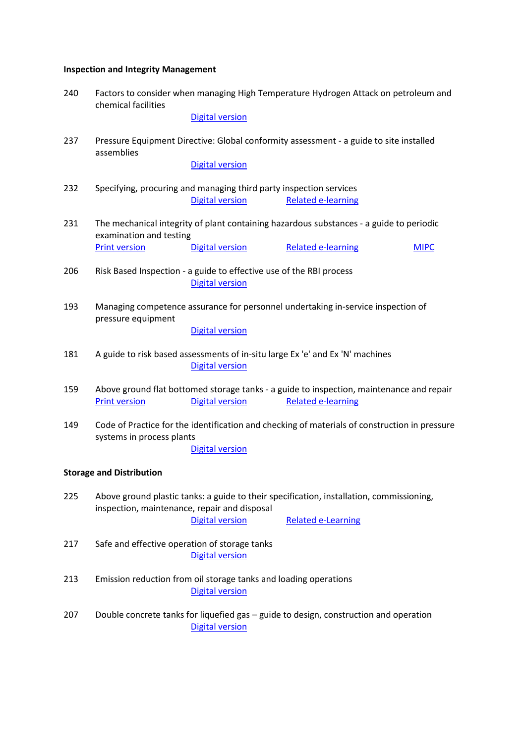**Inspection and Integrity Management**

240 Factors to consider when managing High Temperature Hydrogen Attack on petroleum and chemical facilities
Digital version

237 Pressure Equipment Directive: Global conformity assessment - a guide to site installed assemblies
Digital version

232 Specifying, procuring and managing third party inspection services
Digital version Related e-learning

231 The mechanical integrity of plant containing hazardous substances - a guide to periodic examination and testing
Print version Digital version Related e-learning MIPC

206 Risk Based Inspection - a guide to effective use of the RBI process
Digital version

193 Managing competence assurance for personnel undertaking in-service inspection of pressure equipment
Digital version

181 A guide to risk based assessments of in-situ large Ex 'e' and Ex 'N' machines
Digital version

159 Above ground flat bottomed storage tanks - a guide to inspection, maintenance and repair
Print version Digital version Related e-learning

149 Code of Practice for the identification and checking of materials of construction in pressure systems in process plants
Digital version

**Storage and Distribution**

225 Above ground plastic tanks: a guide to their specification, installation, commissioning, inspection, maintenance, repair and disposal
Digital version Related e-Learning

217 Safe and effective operation of storage tanks
Digital version

213 Emission reduction from oil storage tanks and loading operations
Digital version

207 Double concrete tanks for liquefied gas – guide to design, construction and operation
Digital version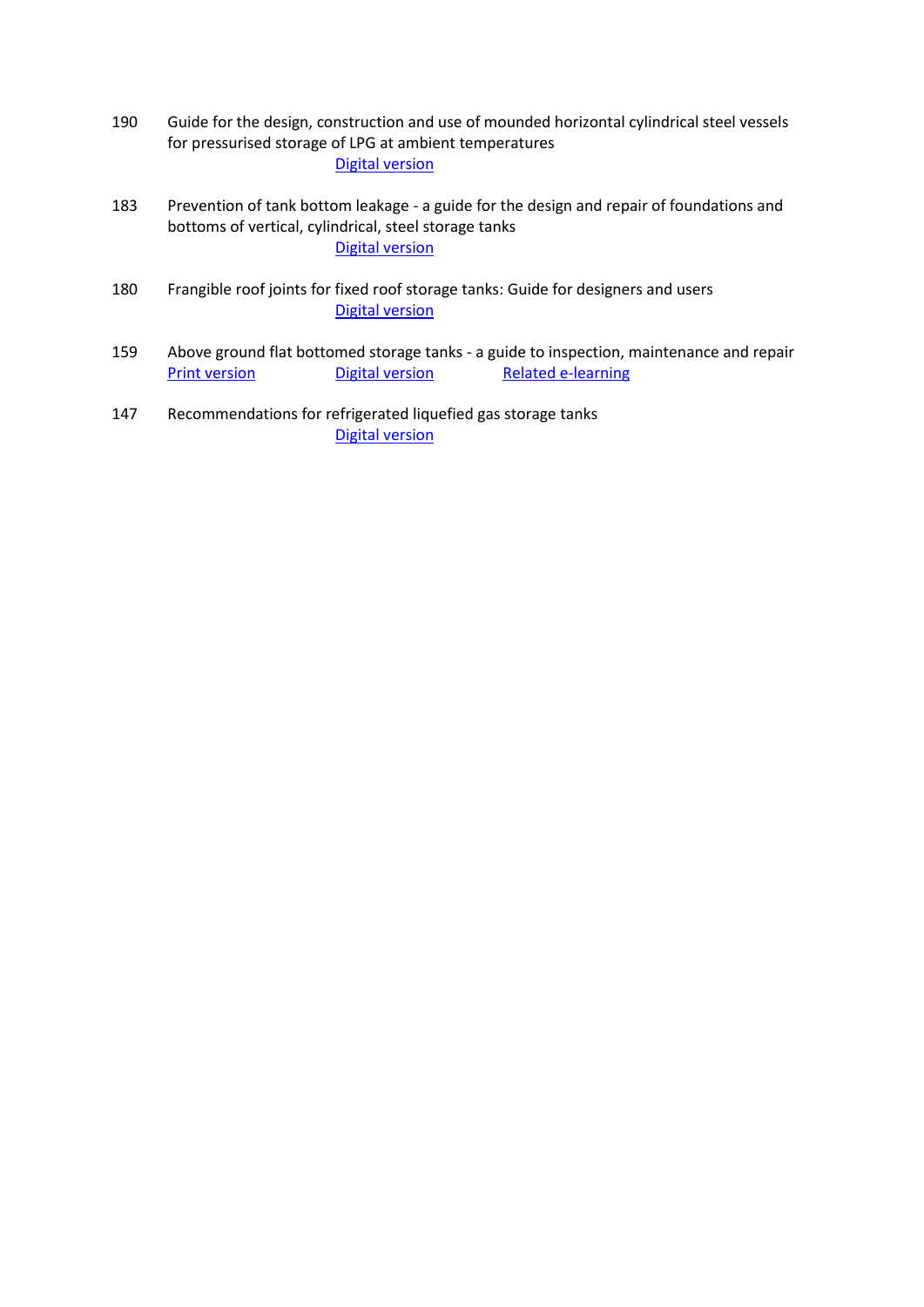190 Guide for the design, construction and use of mounded horizontal cylindrical steel vessels for pressurised storage of LPG at ambient temperatures
Digital version

183 Prevention of tank bottom leakage - a guide for the design and repair of foundations and bottoms of vertical, cylindrical, steel storage tanks
Digital version

180 Frangible roof joints for fixed roof storage tanks: Guide for designers and users
Digital version

159 Above ground flat bottomed storage tanks - a guide to inspection, maintenance and repair
Print version Digital version Related e-learning

147 Recommendations for refrigerated liquefied gas storage tanks
Digital version